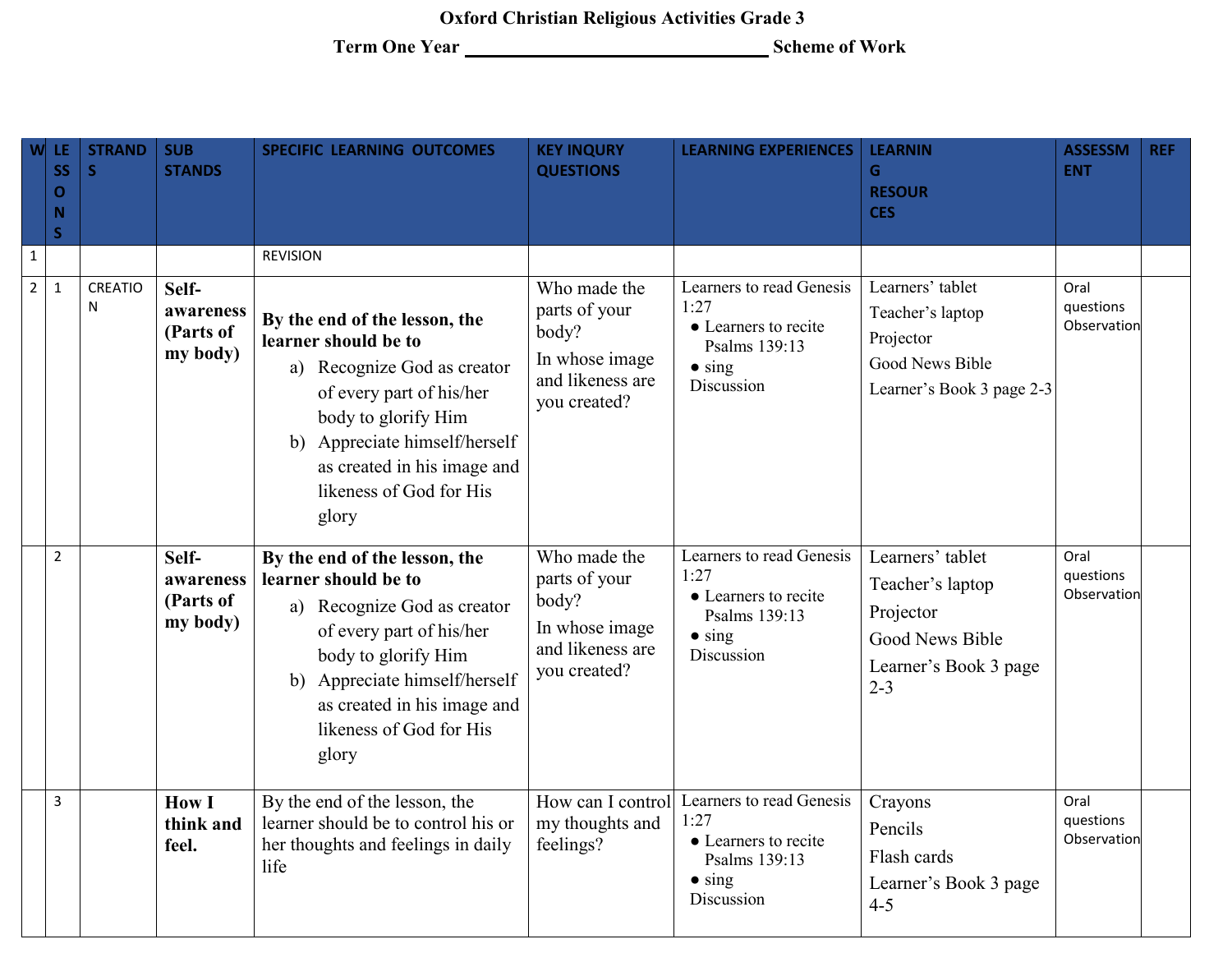# Oxford Christian Religious Activities Grade 3

## Term One Year ______________________________ Scheme of Work

| W | LESSONS | STRANDS | SUB STANDS | SPECIFIC LEARNING OUTCOMES | KEY INQURY QUESTIONS | LEARNING EXPERIENCES | LEARNING RESOURCES | ASSESSMENT | REF |
|---|---|---|---|---|---|---|---|---|---|
| 1 | | | | REVISION | | | | | |
| 2 | 1 | CREATION | **Self-awareness (Parts of my body)** | **By the end of the lesson, the learner should be to**<br>a) Recognize God as creator of every part of his/her body to glorify Him<br>b) Appreciate himself/herself as created in his image and likeness of God for His glory | Who made the parts of your body?<br>In whose image and likeness are you created? | Learners to read Genesis 1:27<br>● Learners to recite Psalms 139:13<br>● sing<br>Discussion | Learners' tablet<br>Teacher's laptop<br>Projector<br>Good News Bible<br>Learner's Book 3 page 2-3 | Oral questions<br>Observation | |
| | 2 | | **Self-awareness (Parts of my body)** | **By the end of the lesson, the learner should be to**<br>a) Recognize God as creator of every part of his/her body to glorify Him<br>b) Appreciate himself/herself as created in his image and likeness of God for His glory | Who made the parts of your body?<br>In whose image and likeness are you created? | Learners to read Genesis 1:27<br>● Learners to recite Psalms 139:13<br>● sing<br>Discussion | Learners' tablet<br>Teacher's laptop<br>Projector<br>Good News Bible<br>Learner's Book 3 page 2-3 | Oral questions<br>Observation | |
| | 3 | | **How I think and feel.** | By the end of the lesson, the learner should be to control his or her thoughts and feelings in daily life | How can I control my thoughts and feelings? | Learners to read Genesis 1:27<br>● Learners to recite Psalms 139:13<br>● sing<br>Discussion | Crayons<br>Pencils<br>Flash cards<br>Learner's Book 3 page 4-5 | Oral questions<br>Observation | |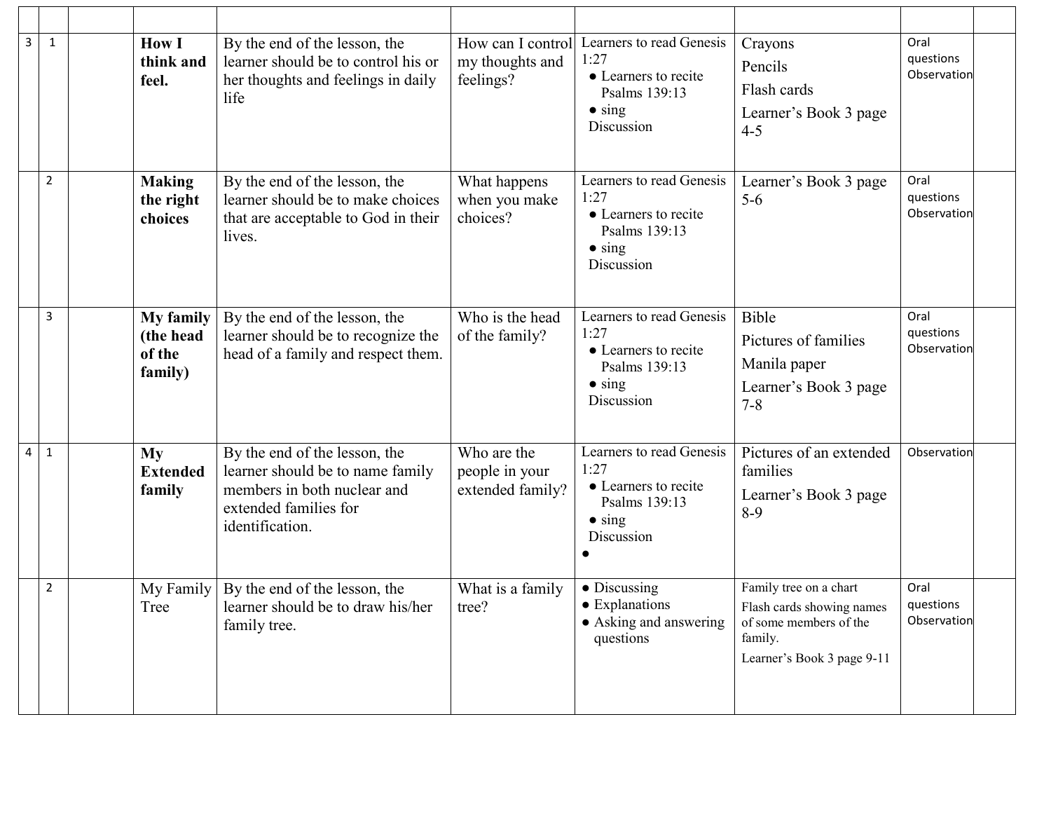| | | | | | | | | | |
|---|---|---|---|---|---|---|---|---|---|
| 3 | 1 | | **How I think and feel.** | By the end of the lesson, the learner should be to control his or her thoughts and feelings in daily life | How can I control my thoughts and feelings? | Learners to read Genesis 1:27<br>● Learners to recite Psalms 139:13<br>● sing<br>Discussion | Crayons<br>Pencils<br>Flash cards<br>Learner's Book 3 page 4-5 | Oral questions Observation | |
| | 2 | | **Making the right choices** | By the end of the lesson, the learner should be to make choices that are acceptable to God in their lives. | What happens when you make choices? | Learners to read Genesis 1:27<br>● Learners to recite Psalms 139:13<br>● sing<br>Discussion | Learner's Book 3 page 5-6 | Oral questions Observation | |
| | 3 | | **My family (the head of the family)** | By the end of the lesson, the learner should be to recognize the head of a family and respect them. | Who is the head of the family? | Learners to read Genesis 1:27<br>● Learners to recite Psalms 139:13<br>● sing<br>Discussion | Bible<br>Pictures of families<br>Manila paper<br>Learner's Book 3 page 7-8 | Oral questions Observation | |
| 4 | 1 | | **My Extended family** | By the end of the lesson, the learner should be to name family members in both nuclear and extended families for identification. | Who are the people in your extended family? | Learners to read Genesis 1:27<br>● Learners to recite Psalms 139:13<br>● sing<br>Discussion<br>● | Pictures of an extended families<br>Learner's Book 3 page 8-9 | Observation | |
| | 2 | | My Family Tree | By the end of the lesson, the learner should be to draw his/her family tree. | What is a family tree? | ● Discussing<br>● Explanations<br>● Asking and answering questions | Family tree on a chart<br>Flash cards showing names of some members of the family.<br>Learner's Book 3 page 9-11 | Oral questions Observation | |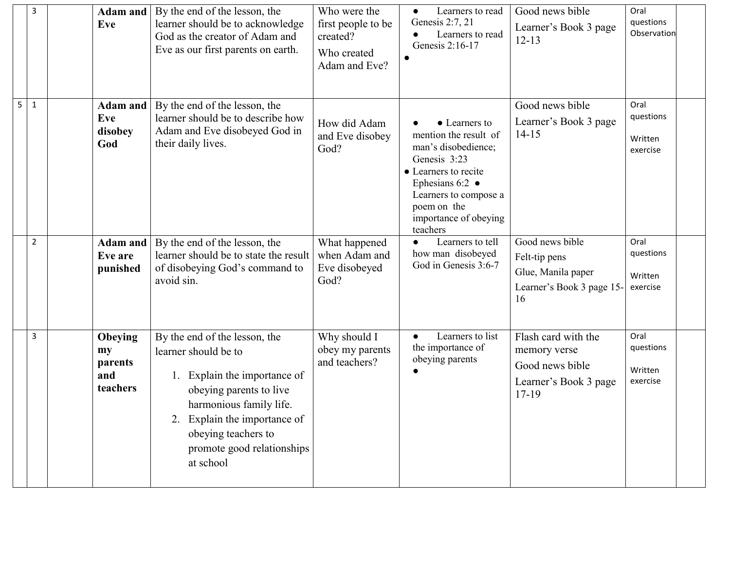|  |  |  |  |  |  |  |  |  |  |
|---|---|---|---|---|---|---|---|---|---|
|  | 3 |  | **Adam and Eve** | By the end of the lesson, the learner should be to acknowledge God as the creator of Adam and Eve as our first parents on earth. | Who were the first people to be created?<br>Who created Adam and Eve? | ● Learners to read Genesis 2:7, 21<br>● Learners to read Genesis 2:16-17<br>● | Good news bible<br>Learner's Book 3 page 12-13 | Oral questions Observation |  |
| 5 | 1 |  | **Adam and Eve disobey God** | By the end of the lesson, the learner should be to describe how Adam and Eve disobeyed God in their daily lives. | How did Adam and Eve disobey God? | ● ● Learners to mention the result of man's disobedience; Genesis 3:23<br>● Learners to recite Ephesians 6:2 ● Learners to compose a poem on the importance of obeying teachers | Good news bible<br>Learner's Book 3 page 14-15 | Oral questions<br>Written exercise |  |
|  | 2 |  | **Adam and Eve are punished** | By the end of the lesson, the learner should be to state the result of disobeying God's command to avoid sin. | What happened when Adam and Eve disobeyed God? | ● Learners to tell how man disobeyed God in Genesis 3:6-7 | Good news bible<br>Felt-tip pens<br>Glue, Manila paper<br>Learner's Book 3 page 15-16 | Oral questions<br>Written exercise |  |
|  | 3 |  | **Obeying my parents and teachers** | By the end of the lesson, the learner should be to<br>1. Explain the importance of obeying parents to live harmonious family life.<br>2. Explain the importance of obeying teachers to promote good relationships at school | Why should I obey my parents and teachers? | ● Learners to list the importance of obeying parents<br>● | Flash card with the memory verse<br>Good news bible<br>Learner's Book 3 page 17-19 | Oral questions<br>Written exercise |  |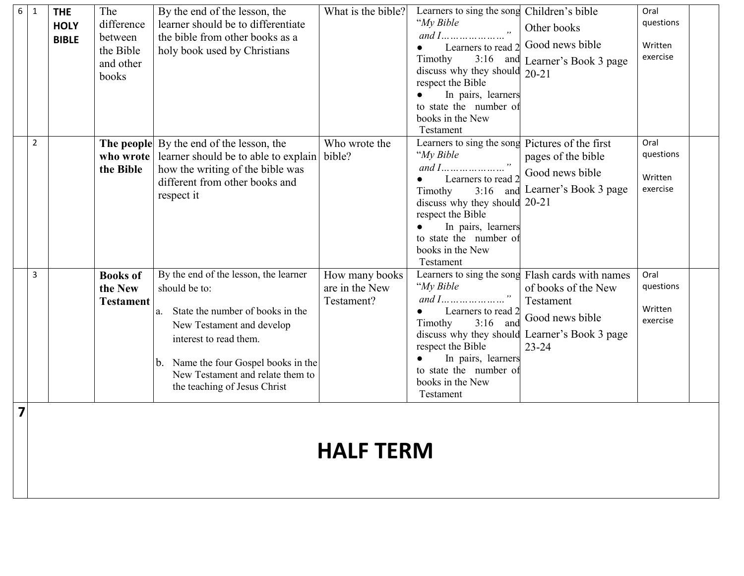| 6 | 1 | **THE HOLY BIBLE** | The difference between the Bible and other books | By the end of the lesson, the learner should be to differentiate the bible from other books as a holy book used by Christians | What is the bible? | Learners to sing the song "*My Bible and I…………………*" <br>● Learners to read 2 Timothy 3:16 and discuss why they should respect the Bible <br>● In pairs, learners to state the number of books in the New Testament | Children's bible <br>Other books <br>Good news bible <br>Learner's Book 3 page 20-21 | Oral questions <br><br>Written exercise | |
|---|---|---|---|---|---|---|---|---|---|
| | 2 | | **The people who wrote the Bible** | By the end of the lesson, the learner should be to able to explain how the writing of the bible was different from other books and respect it | Who wrote the bible? | Learners to sing the song "*My Bible and I…………………*" <br>● Learners to read 2 Timothy 3:16 and discuss why they should respect the Bible <br>● In pairs, learners to state the number of books in the New Testament | Pictures of the first pages of the bible <br>Good news bible <br>Learner's Book 3 page 20-21 | Oral questions <br><br>Written exercise | |
| | 3 | | **Books of the New Testament** | By the end of the lesson, the learner should be to: <br>a. State the number of books in the New Testament and develop interest to read them. <br>b. Name the four Gospel books in the New Testament and relate them to the teaching of Jesus Christ | How many books are in the New Testament? | Learners to sing the song "*My Bible and I…………………*" <br>● Learners to read 2 Timothy 3:16 and discuss why they should respect the Bible <br>● In pairs, learners to state the number of books in the New Testament | Flash cards with names of books of the New Testament <br>Good news bible <br>Learner's Book 3 page 23-24 | Oral questions <br><br>Written exercise | |
| **7** | **HALF TERM** | | | | | | | | |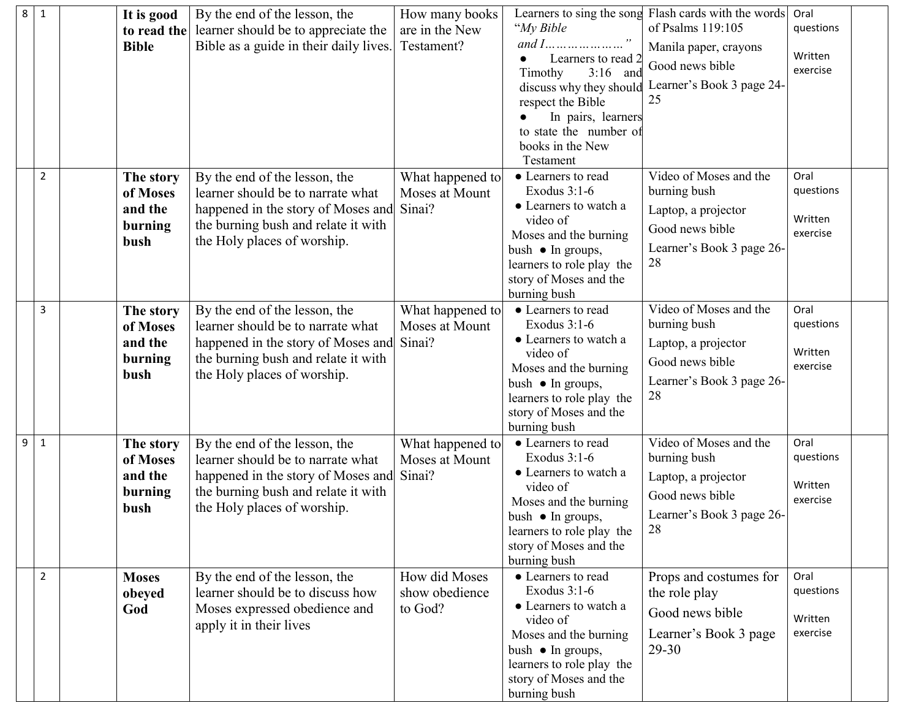| 8 | 1 | | **It is good to read the Bible** | By the end of the lesson, the learner should be to appreciate the Bible as a guide in their daily lives. | How many books are in the New Testament? | Learners to sing the song "*My Bible and I…………………*"<br>● Learners to read 2 Timothy 3:16 and discuss why they should respect the Bible<br>● In pairs, learners to state the number of books in the New Testament | Flash cards with the words of Psalms 119:105<br>Manila paper, crayons<br>Good news bible<br>Learner's Book 3 page 24-25 | Oral questions<br>Written exercise | |
|---|---|---|---|---|---|---|---|---|---|
| | 2 | | **The story of Moses and the burning bush** | By the end of the lesson, the learner should be to narrate what happened in the story of Moses and the burning bush and relate it with the Holy places of worship. | What happened to Moses at Mount Sinai? | ● Learners to read Exodus 3:1-6<br>● Learners to watch a video of Moses and the burning bush ● In groups, learners to role play the story of Moses and the burning bush | Video of Moses and the burning bush<br>Laptop, a projector<br>Good news bible<br>Learner's Book 3 page 26-28 | Oral questions<br>Written exercise | |
| | 3 | | **The story of Moses and the burning bush** | By the end of the lesson, the learner should be to narrate what happened in the story of Moses and the burning bush and relate it with the Holy places of worship. | What happened to Moses at Mount Sinai? | ● Learners to read Exodus 3:1-6<br>● Learners to watch a video of Moses and the burning bush ● In groups, learners to role play the story of Moses and the burning bush | Video of Moses and the burning bush<br>Laptop, a projector<br>Good news bible<br>Learner's Book 3 page 26-28 | Oral questions<br>Written exercise | |
| 9 | 1 | | **The story of Moses and the burning bush** | By the end of the lesson, the learner should be to narrate what happened in the story of Moses and the burning bush and relate it with the Holy places of worship. | What happened to Moses at Mount Sinai? | ● Learners to read Exodus 3:1-6<br>● Learners to watch a video of Moses and the burning bush ● In groups, learners to role play the story of Moses and the burning bush | Video of Moses and the burning bush<br>Laptop, a projector<br>Good news bible<br>Learner's Book 3 page 26-28 | Oral questions<br>Written exercise | |
| | 2 | | **Moses obeyed God** | By the end of the lesson, the learner should be to discuss how Moses expressed obedience and apply it in their lives | How did Moses show obedience to God? | ● Learners to read Exodus 3:1-6<br>● Learners to watch a video of Moses and the burning bush ● In groups, learners to role play the story of Moses and the burning bush | Props and costumes for the role play<br>Good news bible<br>Learner's Book 3 page 29-30 | Oral questions<br>Written exercise | |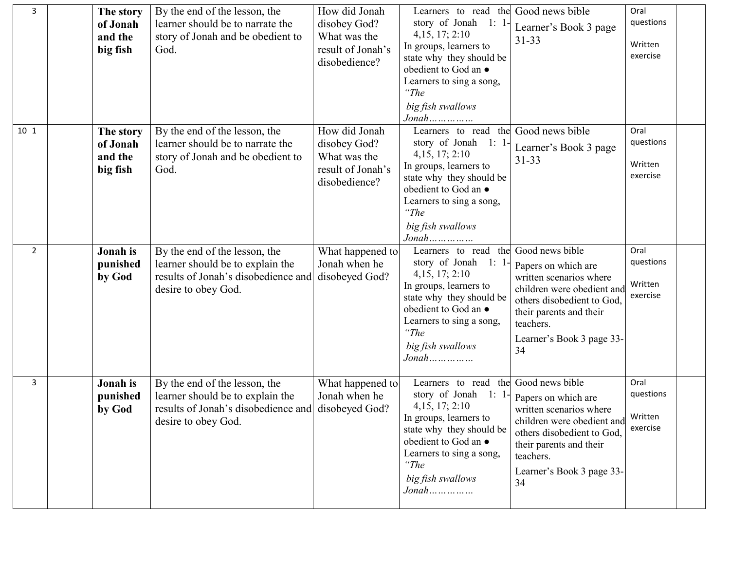|  |  |  |  |  |  |  |  |  |  |
|---|---|---|---|---|---|---|---|---|---|
|  | 3 |  | **The story of Jonah and the big fish** | By the end of the lesson, the learner should be to narrate the story of Jonah and be obedient to God. | How did Jonah disobey God? What was the result of Jonah's disobedience? | Learners to read the story of Jonah 1: 1-4,15, 17; 2:10 In groups, learners to state why they should be obedient to God an ● Learners to sing a song, *"The big fish swallows Jonah……………* | Good news bible Learner's Book 3 page 31-33 | Oral questions Written exercise |  |
| 10 | 1 |  | **The story of Jonah and the big fish** | By the end of the lesson, the learner should be to narrate the story of Jonah and be obedient to God. | How did Jonah disobey God? What was the result of Jonah's disobedience? | Learners to read the story of Jonah 1: 1-4,15, 17; 2:10 In groups, learners to state why they should be obedient to God an ● Learners to sing a song, *"The big fish swallows Jonah……………* | Good news bible Learner's Book 3 page 31-33 | Oral questions Written exercise |  |
|  | 2 |  | **Jonah is punished by God** | By the end of the lesson, the learner should be to explain the results of Jonah's disobedience and desire to obey God. | What happened to Jonah when he disobeyed God? | Learners to read the story of Jonah 1: 1-4,15, 17; 2:10 In groups, learners to state why they should be obedient to God an ● Learners to sing a song, *"The big fish swallows Jonah……………* | Good news bible Papers on which are written scenarios where children were obedient and others disobedient to God, their parents and their teachers. Learner's Book 3 page 33-34 | Oral questions Written exercise |  |
|  | 3 |  | **Jonah is punished by God** | By the end of the lesson, the learner should be to explain the results of Jonah's disobedience and desire to obey God. | What happened to Jonah when he disobeyed God? | Learners to read the story of Jonah 1: 1-4,15, 17; 2:10 In groups, learners to state why they should be obedient to God an ● Learners to sing a song, *"The big fish swallows Jonah……………* | Good news bible Papers on which are written scenarios where children were obedient and others disobedient to God, their parents and their teachers. Learner's Book 3 page 33-34 | Oral questions Written exercise |  |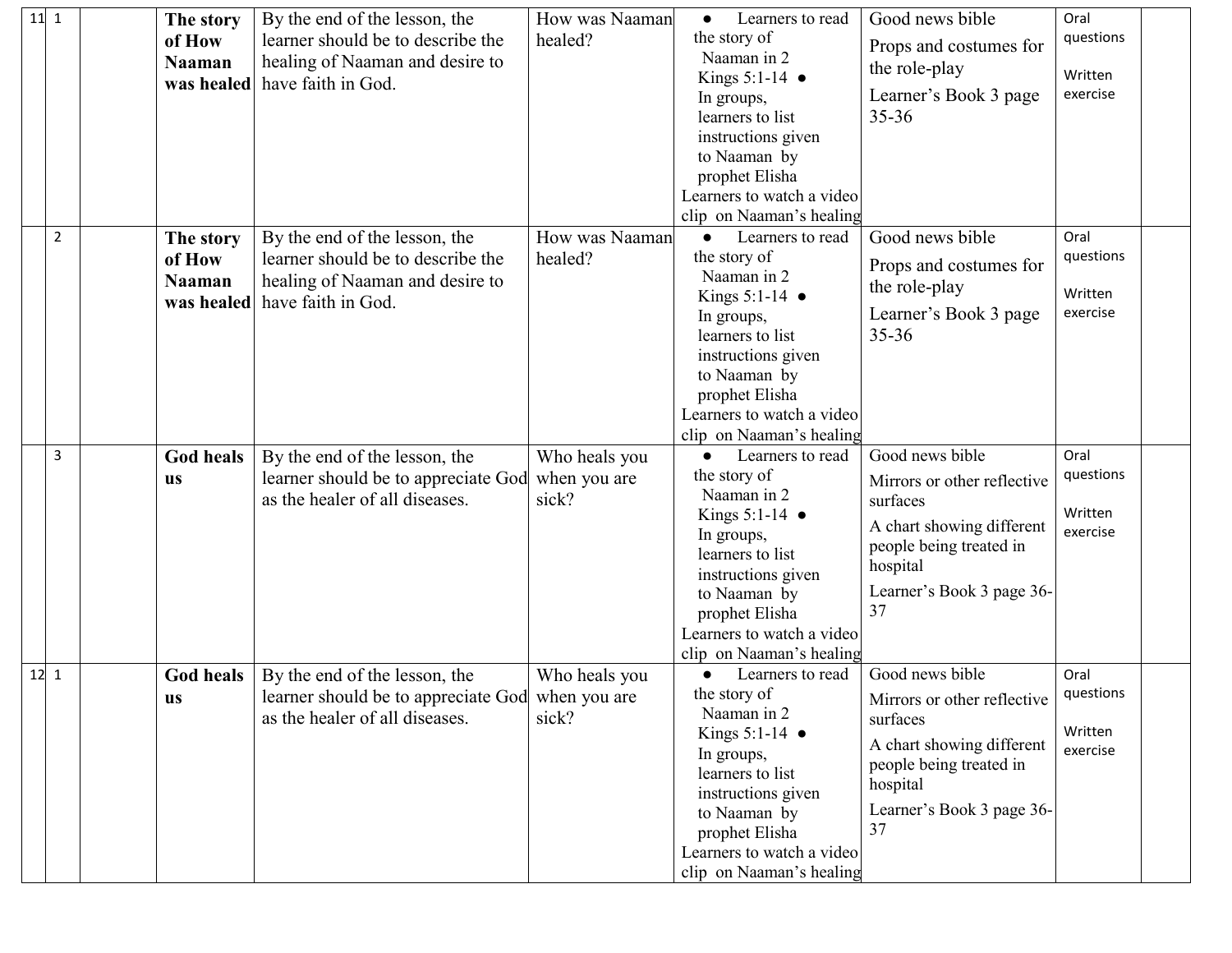| 11 | 1 | | **The story of How Naaman was healed** | By the end of the lesson, the learner should be to describe the healing of Naaman and desire to have faith in God. | How was Naaman healed? | ● Learners to read the story of Naaman in 2 Kings 5:1-14 ● In groups, learners to list instructions given to Naaman by prophet Elisha Learners to watch a video clip on Naaman's healing | Good news bible Props and costumes for the role-play Learner's Book 3 page 35-36 | Oral questions Written exercise | |
|---|---|---|---|---|---|---|---|---|---|
| | 2 | | **The story of How Naaman was healed** | By the end of the lesson, the learner should be to describe the healing of Naaman and desire to have faith in God. | How was Naaman healed? | ● Learners to read the story of Naaman in 2 Kings 5:1-14 ● In groups, learners to list instructions given to Naaman by prophet Elisha Learners to watch a video clip on Naaman's healing | Good news bible Props and costumes for the role-play Learner's Book 3 page 35-36 | Oral questions Written exercise | |
| | 3 | | **God heals us** | By the end of the lesson, the learner should be to appreciate God as the healer of all diseases. | Who heals you when you are sick? | ● Learners to read the story of Naaman in 2 Kings 5:1-14 ● In groups, learners to list instructions given to Naaman by prophet Elisha Learners to watch a video clip on Naaman's healing | Good news bible Mirrors or other reflective surfaces A chart showing different people being treated in hospital Learner's Book 3 page 36-37 | Oral questions Written exercise | |
| 12 | 1 | | **God heals us** | By the end of the lesson, the learner should be to appreciate God as the healer of all diseases. | Who heals you when you are sick? | ● Learners to read the story of Naaman in 2 Kings 5:1-14 ● In groups, learners to list instructions given to Naaman by prophet Elisha Learners to watch a video clip on Naaman's healing | Good news bible Mirrors or other reflective surfaces A chart showing different people being treated in hospital Learner's Book 3 page 36-37 | Oral questions Written exercise | |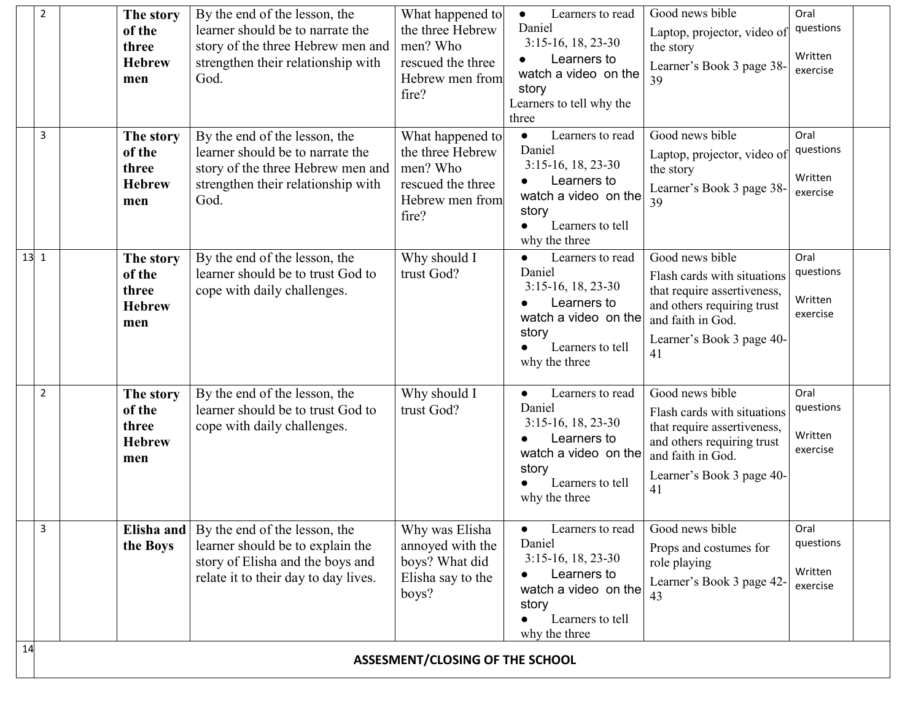| | | | | | | | | | |
|---|---|---|---|---|---|---|---|---|---|
| | 2 | | **The story of the three Hebrew men** | By the end of the lesson, the learner should be to narrate the story of the three Hebrew men and strengthen their relationship with God. | What happened to the three Hebrew men? Who rescued the three Hebrew men from fire? | ● Learners to read Daniel 3:15-16, 18, 23-30<br>● Learners to watch a video on the story<br>Learners to tell why the three | Good news bible<br>Laptop, projector, video of the story<br>Learner's Book 3 page 38-39 | Oral questions<br>Written exercise | |
| | 3 | | **The story of the three Hebrew men** | By the end of the lesson, the learner should be to narrate the story of the three Hebrew men and strengthen their relationship with God. | What happened to the three Hebrew men? Who rescued the three Hebrew men from fire? | ● Learners to read Daniel 3:15-16, 18, 23-30<br>● Learners to watch a video on the story<br>● Learners to tell why the three | Good news bible<br>Laptop, projector, video of the story<br>Learner's Book 3 page 38-39 | Oral questions<br>Written exercise | |
| 13 | 1 | | **The story of the three Hebrew men** | By the end of the lesson, the learner should be to trust God to cope with daily challenges. | Why should I trust God? | ● Learners to read Daniel 3:15-16, 18, 23-30<br>● Learners to watch a video on the story<br>● Learners to tell why the three | Good news bible<br>Flash cards with situations that require assertiveness, and others requiring trust and faith in God.<br>Learner's Book 3 page 40-41 | Oral questions<br>Written exercise | |
| | 2 | | **The story of the three Hebrew men** | By the end of the lesson, the learner should be to trust God to cope with daily challenges. | Why should I trust God? | ● Learners to read Daniel 3:15-16, 18, 23-30<br>● Learners to watch a video on the story<br>● Learners to tell why the three | Good news bible<br>Flash cards with situations that require assertiveness, and others requiring trust and faith in God.<br>Learner's Book 3 page 40-41 | Oral questions<br>Written exercise | |
| | 3 | | **Elisha and the Boys** | By the end of the lesson, the learner should be to explain the story of Elisha and the boys and relate it to their day to day lives. | Why was Elisha annoyed with the boys? What did Elisha say to the boys? | ● Learners to read Daniel 3:15-16, 18, 23-30<br>● Learners to watch a video on the story<br>● Learners to tell why the three | Good news bible<br>Props and costumes for role playing<br>Learner's Book 3 page 42-43 | Oral questions<br>Written exercise | |
| 14 | **ASSESMENT/CLOSING OF THE SCHOOL** | | | | | | | | |